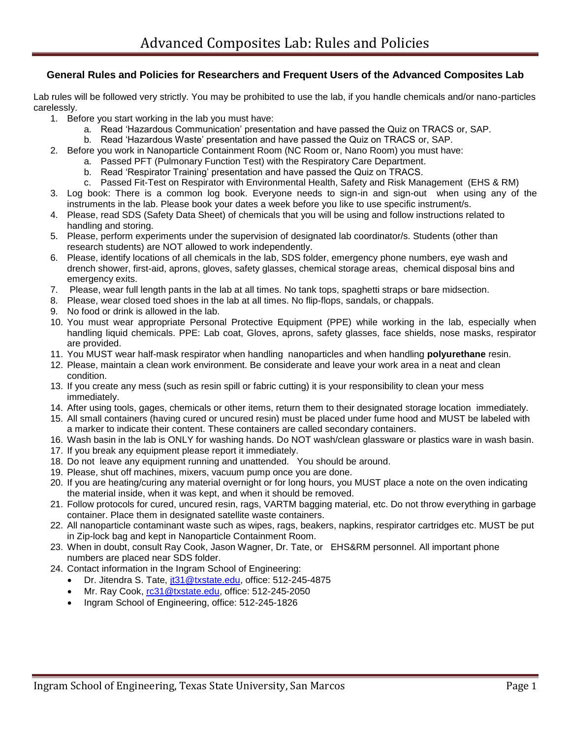# Advanced Composites Lab: Rules and Policies

### General Rules and Policies for Researchers and Frequent Users of the Advanced Composites Lab

Lab rules will be followed very strictly. You may be prohibited to use the lab, if you handle chemicals and/or nano-particles carelessly.

1. Before you start working in the lab you must have:
   a. Read 'Hazardous Communication' presentation and have passed the Quiz on TRACS or, SAP.
   b. Read 'Hazardous Waste' presentation and have passed the Quiz on TRACS or, SAP.
2. Before you work in Nanoparticle Containment Room (NC Room or, Nano Room) you must have:
   a. Passed PFT (Pulmonary Function Test) with the Respiratory Care Department.
   b. Read 'Respirator Training' presentation and have passed the Quiz on TRACS.
   c. Passed Fit-Test on Respirator with Environmental Health, Safety and Risk Management (EHS & RM)
3. Log book: There is a common log book. Everyone needs to sign-in and sign-out when using any of the instruments in the lab. Please book your dates a week before you like to use specific instrument/s.
4. Please, read SDS (Safety Data Sheet) of chemicals that you will be using and follow instructions related to handling and storing.
5. Please, perform experiments under the supervision of designated lab coordinator/s. Students (other than research students) are NOT allowed to work independently.
6. Please, identify locations of all chemicals in the lab, SDS folder, emergency phone numbers, eye wash and drench shower, first-aid, aprons, gloves, safety glasses, chemical storage areas, chemical disposal bins and emergency exits.
7. Please, wear full length pants in the lab at all times. No tank tops, spaghetti straps or bare midsection.
8. Please, wear closed toed shoes in the lab at all times. No flip-flops, sandals, or chappals.
9. No food or drink is allowed in the lab.
10. You must wear appropriate Personal Protective Equipment (PPE) while working in the lab, especially when handling liquid chemicals. PPE: Lab coat, Gloves, aprons, safety glasses, face shields, nose masks, respirator are provided.
11. You MUST wear half-mask respirator when handling nanoparticles and when handling **polyurethane** resin.
12. Please, maintain a clean work environment. Be considerate and leave your work area in a neat and clean condition.
13. If you create any mess (such as resin spill or fabric cutting) it is your responsibility to clean your mess immediately.
14. After using tools, gages, chemicals or other items, return them to their designated storage location immediately.
15. All small containers (having cured or uncured resin) must be placed under fume hood and MUST be labeled with a marker to indicate their content. These containers are called secondary containers.
16. Wash basin in the lab is ONLY for washing hands. Do NOT wash/clean glassware or plastics ware in wash basin.
17. If you break any equipment please report it immediately.
18. Do not leave any equipment running and unattended. You should be around.
19. Please, shut off machines, mixers, vacuum pump once you are done.
20. If you are heating/curing any material overnight or for long hours, you MUST place a note on the oven indicating the material inside, when it was kept, and when it should be removed.
21. Follow protocols for cured, uncured resin, rags, VARTM bagging material, etc. Do not throw everything in garbage container. Place them in designated satellite waste containers.
22. All nanoparticle contaminant waste such as wipes, rags, beakers, napkins, respirator cartridges etc. MUST be put in Zip-lock bag and kept in Nanoparticle Containment Room.
23. When in doubt, consult Ray Cook, Jason Wagner, Dr. Tate, or EHS&RM personnel. All important phone numbers are placed near SDS folder.
24. Contact information in the Ingram School of Engineering:
    - Dr. Jitendra S. Tate, jt31@txstate.edu, office: 512-245-4875
    - Mr. Ray Cook, rc31@txstate.edu, office: 512-245-2050
    - Ingram School of Engineering, office: 512-245-1826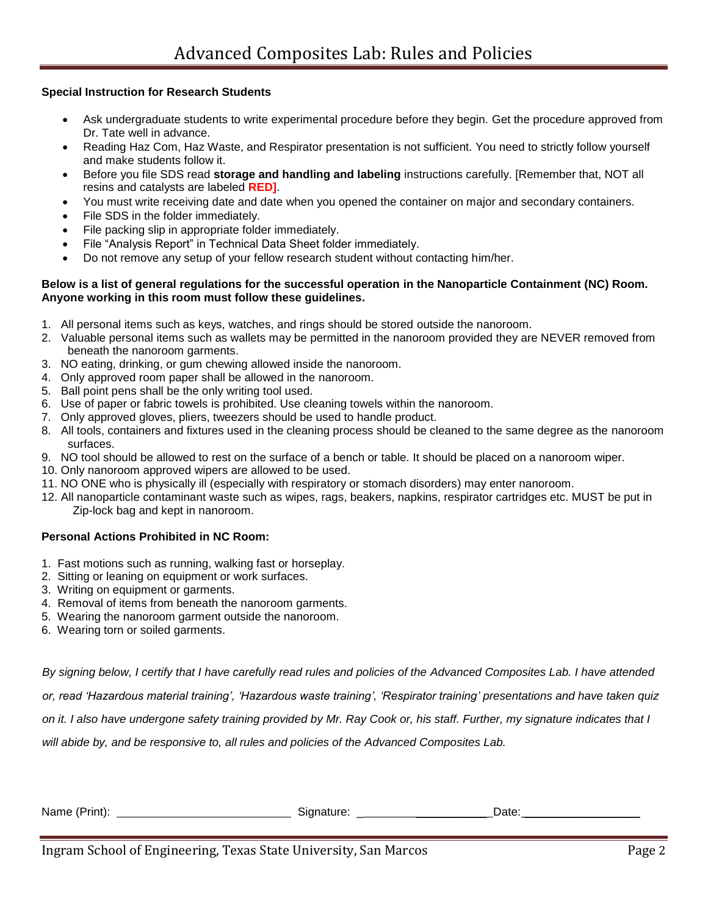# Advanced Composites Lab: Rules and Policies

**Special Instruction for Research Students**

- Ask undergraduate students to write experimental procedure before they begin. Get the procedure approved from Dr. Tate well in advance.
- Reading Haz Com, Haz Waste, and Respirator presentation is not sufficient. You need to strictly follow yourself and make students follow it.
- Before you file SDS read **storage and handling and labeling** instructions carefully. [Remember that, NOT all resins and catalysts are labeled **RED]**.
- You must write receiving date and date when you opened the container on major and secondary containers.
- File SDS in the folder immediately.
- File packing slip in appropriate folder immediately.
- File "Analysis Report" in Technical Data Sheet folder immediately.
- Do not remove any setup of your fellow research student without contacting him/her.

**Below is a list of general regulations for the successful operation in the Nanoparticle Containment (NC) Room. Anyone working in this room must follow these guidelines.**

1. All personal items such as keys, watches, and rings should be stored outside the nanoroom.
2. Valuable personal items such as wallets may be permitted in the nanoroom provided they are NEVER removed from beneath the nanoroom garments.
3. NO eating, drinking, or gum chewing allowed inside the nanoroom.
4. Only approved room paper shall be allowed in the nanoroom.
5. Ball point pens shall be the only writing tool used.
6. Use of paper or fabric towels is prohibited. Use cleaning towels within the nanoroom.
7. Only approved gloves, pliers, tweezers should be used to handle product.
8. All tools, containers and fixtures used in the cleaning process should be cleaned to the same degree as the nanoroom surfaces.
9. NO tool should be allowed to rest on the surface of a bench or table. It should be placed on a nanoroom wiper.
10. Only nanoroom approved wipers are allowed to be used.
11. NO ONE who is physically ill (especially with respiratory or stomach disorders) may enter nanoroom.
12. All nanoparticle contaminant waste such as wipes, rags, beakers, napkins, respirator cartridges etc. MUST be put in Zip-lock bag and kept in nanoroom.

**Personal Actions Prohibited in NC Room:**

1. Fast motions such as running, walking fast or horseplay.
2. Sitting or leaning on equipment or work surfaces.
3. Writing on equipment or garments.
4. Removal of items from beneath the nanoroom garments.
5. Wearing the nanoroom garment outside the nanoroom.
6. Wearing torn or soiled garments.

*By signing below, I certify that I have carefully read rules and policies of the Advanced Composites Lab. I have attended or, read 'Hazardous material training', 'Hazardous waste training', 'Respirator training' presentations and have taken quiz on it. I also have undergone safety training provided by Mr. Ray Cook or, his staff. Further, my signature indicates that I will abide by, and be responsive to, all rules and policies of the Advanced Composites Lab.*

Name (Print): ____________________ Signature: ____________________ Date: ____________________